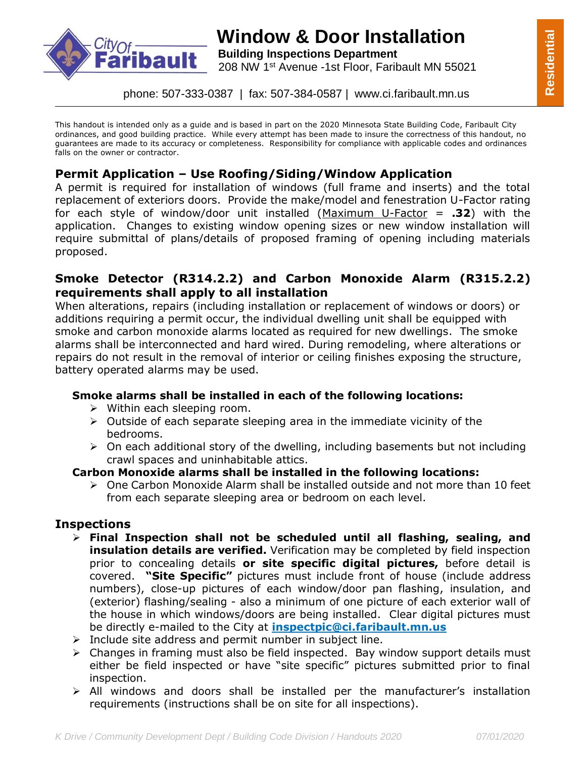# Window & Door Installation

**Building Inspections Department**
208 NW 1st Avenue -1st Floor, Faribault MN 55021

phone: 507-333-0387 | fax: 507-384-0587 | www.ci.faribault.mn.us

**Residential**

This handout is intended only as a guide and is based in part on the 2020 Minnesota State Building Code, Faribault City ordinances, and good building practice. While every attempt has been made to insure the correctness of this handout, no guarantees are made to its accuracy or completeness. Responsibility for compliance with applicable codes and ordinances falls on the owner or contractor.

## Permit Application – Use Roofing/Siding/Window Application

A permit is required for installation of windows (full frame and inserts) and the total replacement of exteriors doors. Provide the make/model and fenestration U-Factor rating for each style of window/door unit installed (Maximum U-Factor = **.32**) with the application. Changes to existing window opening sizes or new window installation will require submittal of plans/details of proposed framing of opening including materials proposed.

## Smoke Detector (R314.2.2) and Carbon Monoxide Alarm (R315.2.2) requirements shall apply to all installation

When alterations, repairs (including installation or replacement of windows or doors) or additions requiring a permit occur, the individual dwelling unit shall be equipped with smoke and carbon monoxide alarms located as required for new dwellings. The smoke alarms shall be interconnected and hard wired. During remodeling, where alterations or repairs do not result in the removal of interior or ceiling finishes exposing the structure, battery operated alarms may be used.

**Smoke alarms shall be installed in each of the following locations:**

- Within each sleeping room.
- Outside of each separate sleeping area in the immediate vicinity of the bedrooms.
- On each additional story of the dwelling, including basements but not including crawl spaces and uninhabitable attics.

**Carbon Monoxide alarms shall be installed in the following locations:**

- One Carbon Monoxide Alarm shall be installed outside and not more than 10 feet from each separate sleeping area or bedroom on each level.

## Inspections

- **Final Inspection shall not be scheduled until all flashing, sealing, and insulation details are verified.** Verification may be completed by field inspection prior to concealing details **or site specific digital pictures,** before detail is covered. **"Site Specific"** pictures must include front of house (include address numbers), close-up pictures of each window/door pan flashing, insulation, and (exterior) flashing/sealing - also a minimum of one picture of each exterior wall of the house in which windows/doors are being installed. Clear digital pictures must be directly e-mailed to the City at **inspectpic@ci.faribault.mn.us**
- Include site address and permit number in subject line.
- Changes in framing must also be field inspected. Bay window support details must either be field inspected or have "site specific" pictures submitted prior to final inspection.
- All windows and doors shall be installed per the manufacturer's installation requirements (instructions shall be on site for all inspections).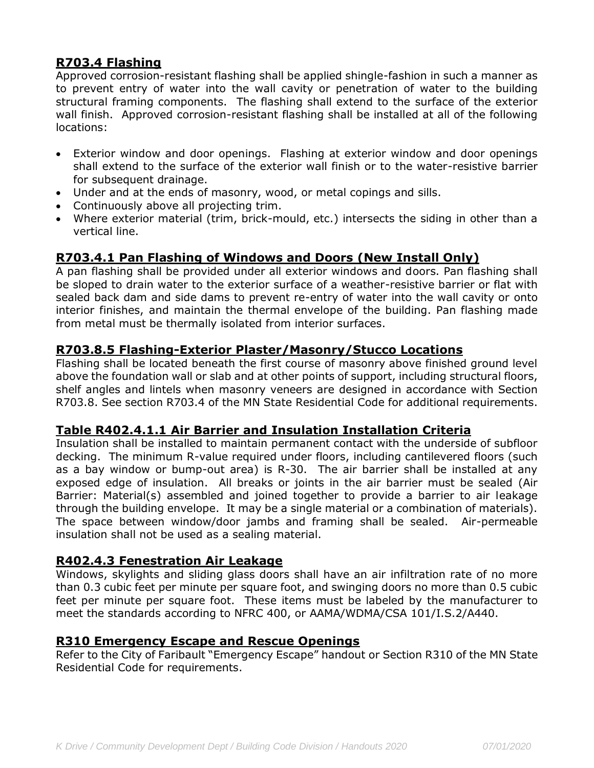## R703.4 Flashing

Approved corrosion-resistant flashing shall be applied shingle-fashion in such a manner as to prevent entry of water into the wall cavity or penetration of water to the building structural framing components. The flashing shall extend to the surface of the exterior wall finish. Approved corrosion-resistant flashing shall be installed at all of the following locations:

- Exterior window and door openings. Flashing at exterior window and door openings shall extend to the surface of the exterior wall finish or to the water-resistive barrier for subsequent drainage.
- Under and at the ends of masonry, wood, or metal copings and sills.
- Continuously above all projecting trim.
- Where exterior material (trim, brick-mould, etc.) intersects the siding in other than a vertical line.

## R703.4.1 Pan Flashing of Windows and Doors (New Install Only)

A pan flashing shall be provided under all exterior windows and doors. Pan flashing shall be sloped to drain water to the exterior surface of a weather-resistive barrier or flat with sealed back dam and side dams to prevent re-entry of water into the wall cavity or onto interior finishes, and maintain the thermal envelope of the building. Pan flashing made from metal must be thermally isolated from interior surfaces.

## R703.8.5 Flashing-Exterior Plaster/Masonry/Stucco Locations

Flashing shall be located beneath the first course of masonry above finished ground level above the foundation wall or slab and at other points of support, including structural floors, shelf angles and lintels when masonry veneers are designed in accordance with Section R703.8. See section R703.4 of the MN State Residential Code for additional requirements.

## Table R402.4.1.1 Air Barrier and Insulation Installation Criteria

Insulation shall be installed to maintain permanent contact with the underside of subfloor decking. The minimum R-value required under floors, including cantilevered floors (such as a bay window or bump-out area) is R-30. The air barrier shall be installed at any exposed edge of insulation. All breaks or joints in the air barrier must be sealed (Air Barrier: Material(s) assembled and joined together to provide a barrier to air leakage through the building envelope. It may be a single material or a combination of materials). The space between window/door jambs and framing shall be sealed. Air-permeable insulation shall not be used as a sealing material.

## R402.4.3 Fenestration Air Leakage

Windows, skylights and sliding glass doors shall have an air infiltration rate of no more than 0.3 cubic feet per minute per square foot, and swinging doors no more than 0.5 cubic feet per minute per square foot. These items must be labeled by the manufacturer to meet the standards according to NFRC 400, or AAMA/WDMA/CSA 101/I.S.2/A440.

## R310 Emergency Escape and Rescue Openings

Refer to the City of Faribault "Emergency Escape" handout or Section R310 of the MN State Residential Code for requirements.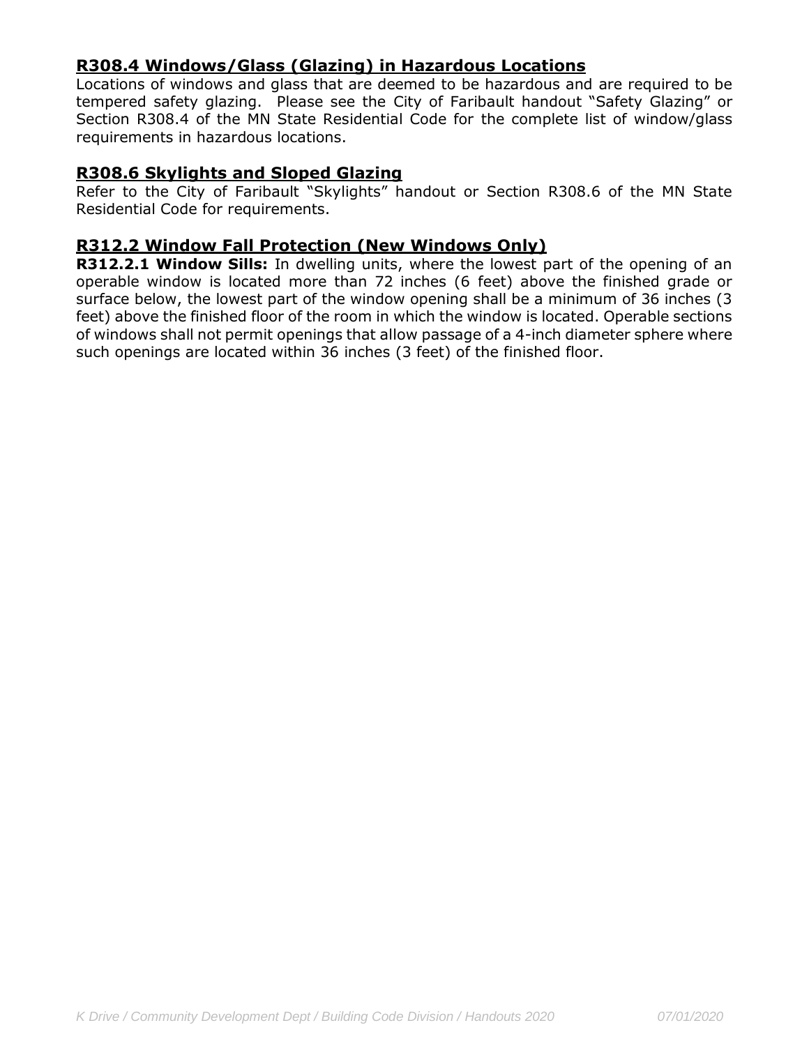## R308.4 Windows/Glass (Glazing) in Hazardous Locations

Locations of windows and glass that are deemed to be hazardous and are required to be tempered safety glazing. Please see the City of Faribault handout "Safety Glazing" or Section R308.4 of the MN State Residential Code for the complete list of window/glass requirements in hazardous locations.

## R308.6 Skylights and Sloped Glazing

Refer to the City of Faribault "Skylights" handout or Section R308.6 of the MN State Residential Code for requirements.

## R312.2 Window Fall Protection (New Windows Only)

**R312.2.1 Window Sills:** In dwelling units, where the lowest part of the opening of an operable window is located more than 72 inches (6 feet) above the finished grade or surface below, the lowest part of the window opening shall be a minimum of 36 inches (3 feet) above the finished floor of the room in which the window is located. Operable sections of windows shall not permit openings that allow passage of a 4-inch diameter sphere where such openings are located within 36 inches (3 feet) of the finished floor.